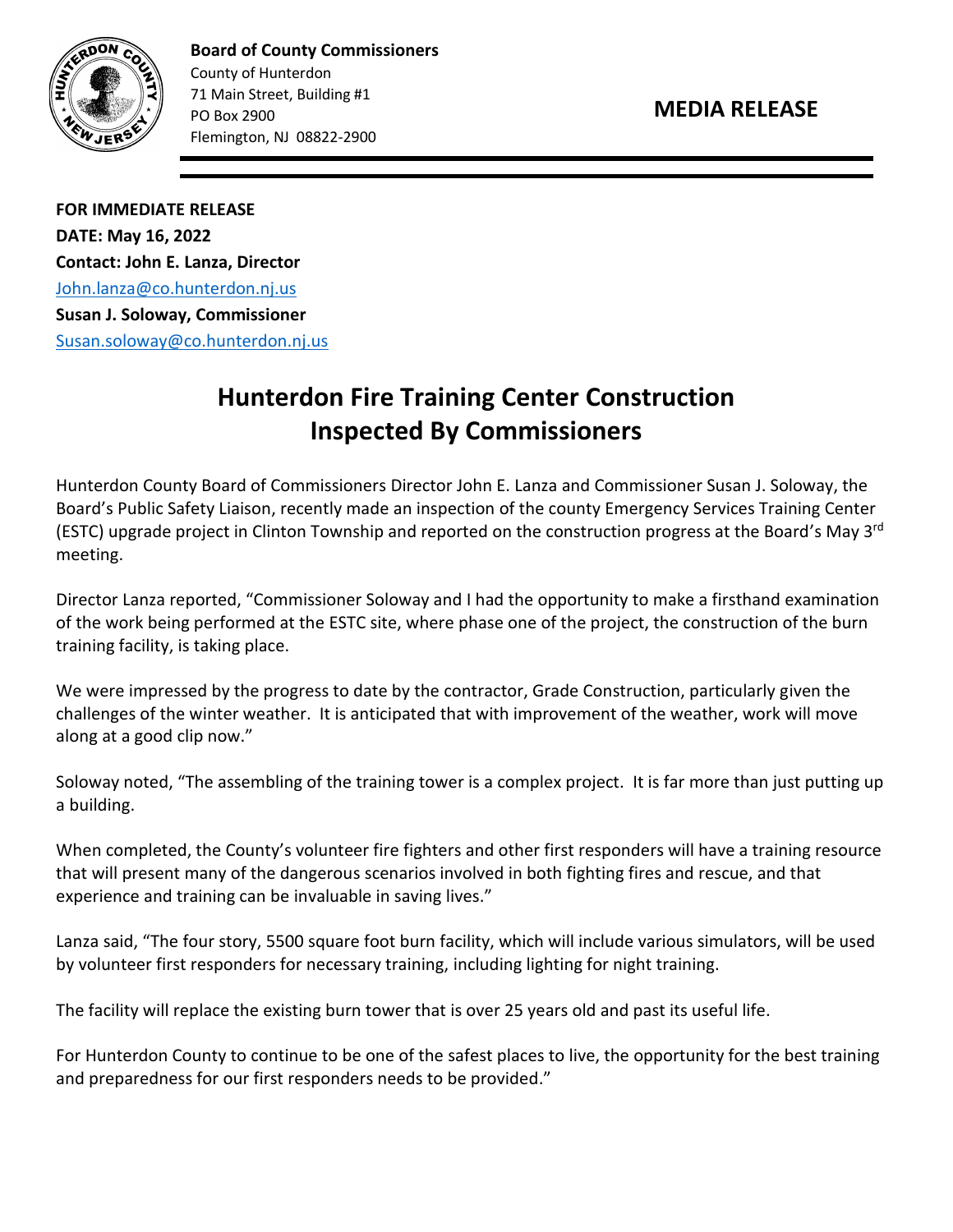**Board of County Commissioners**
County of Hunterdon
71 Main Street, Building #1
PO Box 2900
Flemington, NJ 08822-2900

**MEDIA RELEASE**

**FOR IMMEDIATE RELEASE**
**DATE: May 16, 2022**
**Contact: John E. Lanza, Director**
[John.lanza@co.hunterdon.nj.us](mailto:John.lanza@co.hunterdon.nj.us)
**Susan J. Soloway, Commissioner**
[Susan.soloway@co.hunterdon.nj.us](mailto:Susan.soloway@co.hunterdon.nj.us)

# Hunterdon Fire Training Center Construction Inspected By Commissioners

Hunterdon County Board of Commissioners Director John E. Lanza and Commissioner Susan J. Soloway, the Board's Public Safety Liaison, recently made an inspection of the county Emergency Services Training Center (ESTC) upgrade project in Clinton Township and reported on the construction progress at the Board's May 3rd meeting.

Director Lanza reported, "Commissioner Soloway and I had the opportunity to make a firsthand examination of the work being performed at the ESTC site, where phase one of the project, the construction of the burn training facility, is taking place.

We were impressed by the progress to date by the contractor, Grade Construction, particularly given the challenges of the winter weather. It is anticipated that with improvement of the weather, work will move along at a good clip now."

Soloway noted, "The assembling of the training tower is a complex project. It is far more than just putting up a building.

When completed, the County's volunteer fire fighters and other first responders will have a training resource that will present many of the dangerous scenarios involved in both fighting fires and rescue, and that experience and training can be invaluable in saving lives."

Lanza said, "The four story, 5500 square foot burn facility, which will include various simulators, will be used by volunteer first responders for necessary training, including lighting for night training.

The facility will replace the existing burn tower that is over 25 years old and past its useful life.

For Hunterdon County to continue to be one of the safest places to live, the opportunity for the best training and preparedness for our first responders needs to be provided."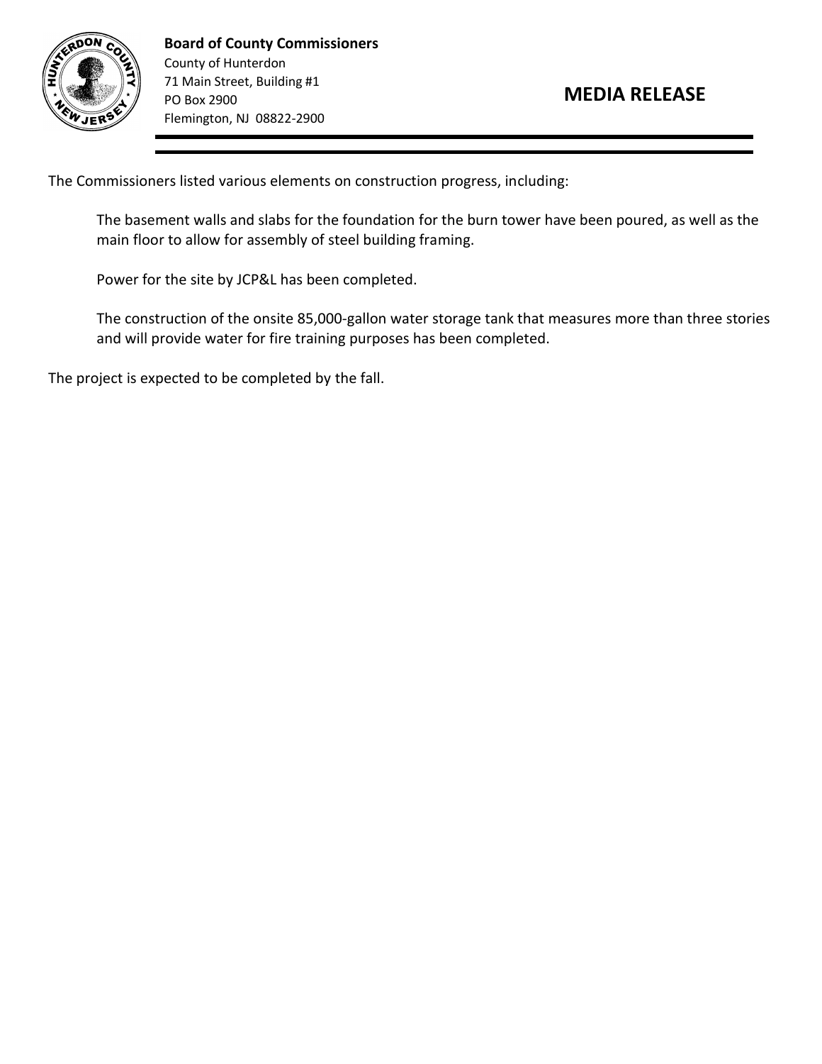The Commissioners listed various elements on construction progress, including:

> The basement walls and slabs for the foundation for the burn tower have been poured, as well as the main floor to allow for assembly of steel building framing.
>
> Power for the site by JCP&L has been completed.
>
> The construction of the onsite 85,000-gallon water storage tank that measures more than three stories and will provide water for fire training purposes has been completed.

The project is expected to be completed by the fall.